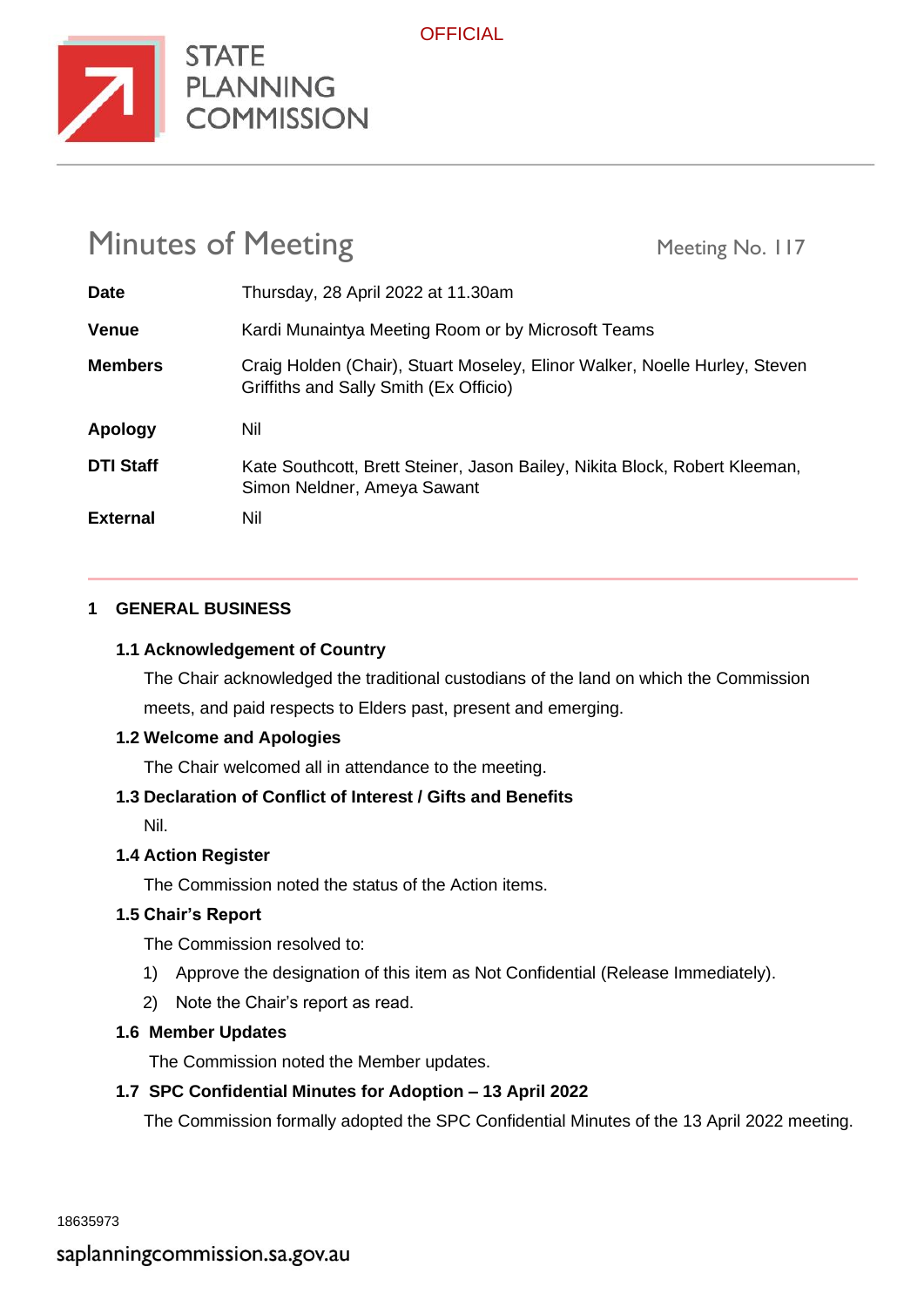OFFICIAL

STATE PLANNING COMMISSION

# Minutes of Meeting

Meeting No. 117

| | |
|---|---|
| **Date** | Thursday, 28 April 2022 at 11.30am |
| **Venue** | Kardi Munaintya Meeting Room or by Microsoft Teams |
| **Members** | Craig Holden (Chair), Stuart Moseley, Elinor Walker, Noelle Hurley, Steven Griffiths and Sally Smith (Ex Officio) |
| **Apology** | Nil |
| **DTI Staff** | Kate Southcott, Brett Steiner, Jason Bailey, Nikita Block, Robert Kleeman, Simon Neldner, Ameya Sawant |
| **External** | Nil |

## 1 GENERAL BUSINESS

### 1.1 Acknowledgement of Country

The Chair acknowledged the traditional custodians of the land on which the Commission meets, and paid respects to Elders past, present and emerging.

### 1.2 Welcome and Apologies

The Chair welcomed all in attendance to the meeting.

### 1.3 Declaration of Conflict of Interest / Gifts and Benefits

Nil.

### 1.4 Action Register

The Commission noted the status of the Action items.

### 1.5 Chair's Report

The Commission resolved to:

1) Approve the designation of this item as Not Confidential (Release Immediately).
2) Note the Chair's report as read.

### 1.6 Member Updates

The Commission noted the Member updates.

### 1.7 SPC Confidential Minutes for Adoption – 13 April 2022

The Commission formally adopted the SPC Confidential Minutes of the 13 April 2022 meeting.

18635973

saplanningcommission.sa.gov.au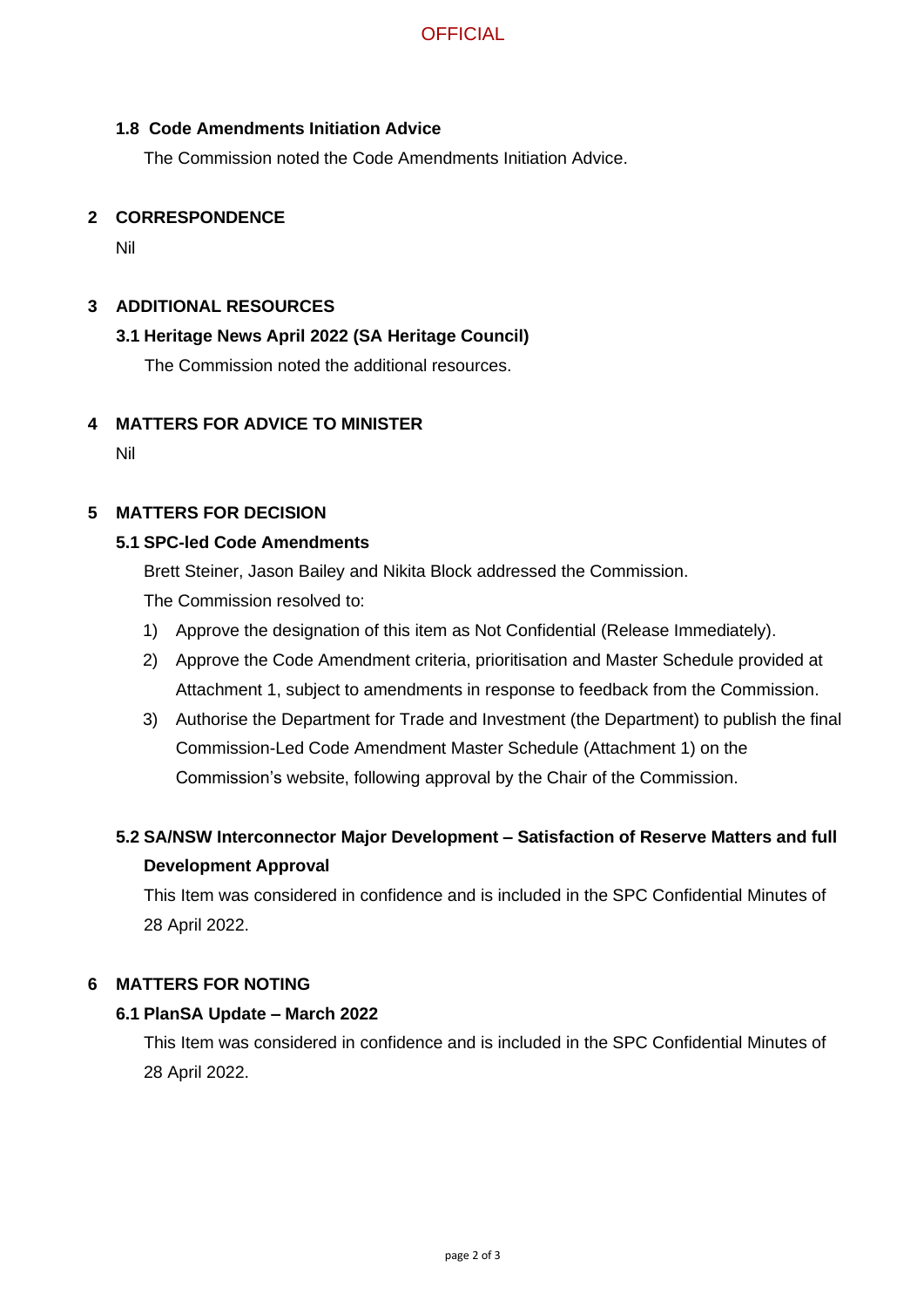### 1.8 Code Amendments Initiation Advice

The Commission noted the Code Amendments Initiation Advice.

## 2 CORRESPONDENCE

Nil

## 3 ADDITIONAL RESOURCES

### 3.1 Heritage News April 2022 (SA Heritage Council)

The Commission noted the additional resources.

## 4 MATTERS FOR ADVICE TO MINISTER

Nil

## 5 MATTERS FOR DECISION

### 5.1 SPC-led Code Amendments

Brett Steiner, Jason Bailey and Nikita Block addressed the Commission.

The Commission resolved to:

1) Approve the designation of this item as Not Confidential (Release Immediately).
2) Approve the Code Amendment criteria, prioritisation and Master Schedule provided at Attachment 1, subject to amendments in response to feedback from the Commission.
3) Authorise the Department for Trade and Investment (the Department) to publish the final Commission-Led Code Amendment Master Schedule (Attachment 1) on the Commission's website, following approval by the Chair of the Commission.

### 5.2 SA/NSW Interconnector Major Development – Satisfaction of Reserve Matters and full Development Approval

This Item was considered in confidence and is included in the SPC Confidential Minutes of 28 April 2022.

## 6 MATTERS FOR NOTING

### 6.1 PlanSA Update – March 2022

This Item was considered in confidence and is included in the SPC Confidential Minutes of 28 April 2022.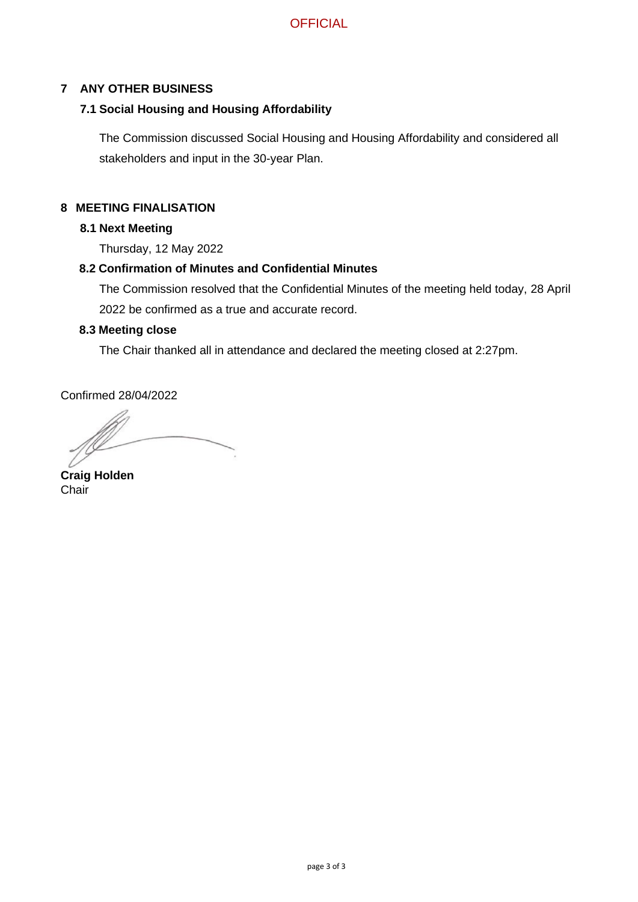## 7 ANY OTHER BUSINESS

### 7.1 Social Housing and Housing Affordability

The Commission discussed Social Housing and Housing Affordability and considered all stakeholders and input in the 30-year Plan.

## 8 MEETING FINALISATION

### 8.1 Next Meeting

Thursday, 12 May 2022

### 8.2 Confirmation of Minutes and Confidential Minutes

The Commission resolved that the Confidential Minutes of the meeting held today, 28 April 2022 be confirmed as a true and accurate record.

### 8.3 Meeting close

The Chair thanked all in attendance and declared the meeting closed at 2:27pm.

Confirmed 28/04/2022

**Craig Holden**
Chair